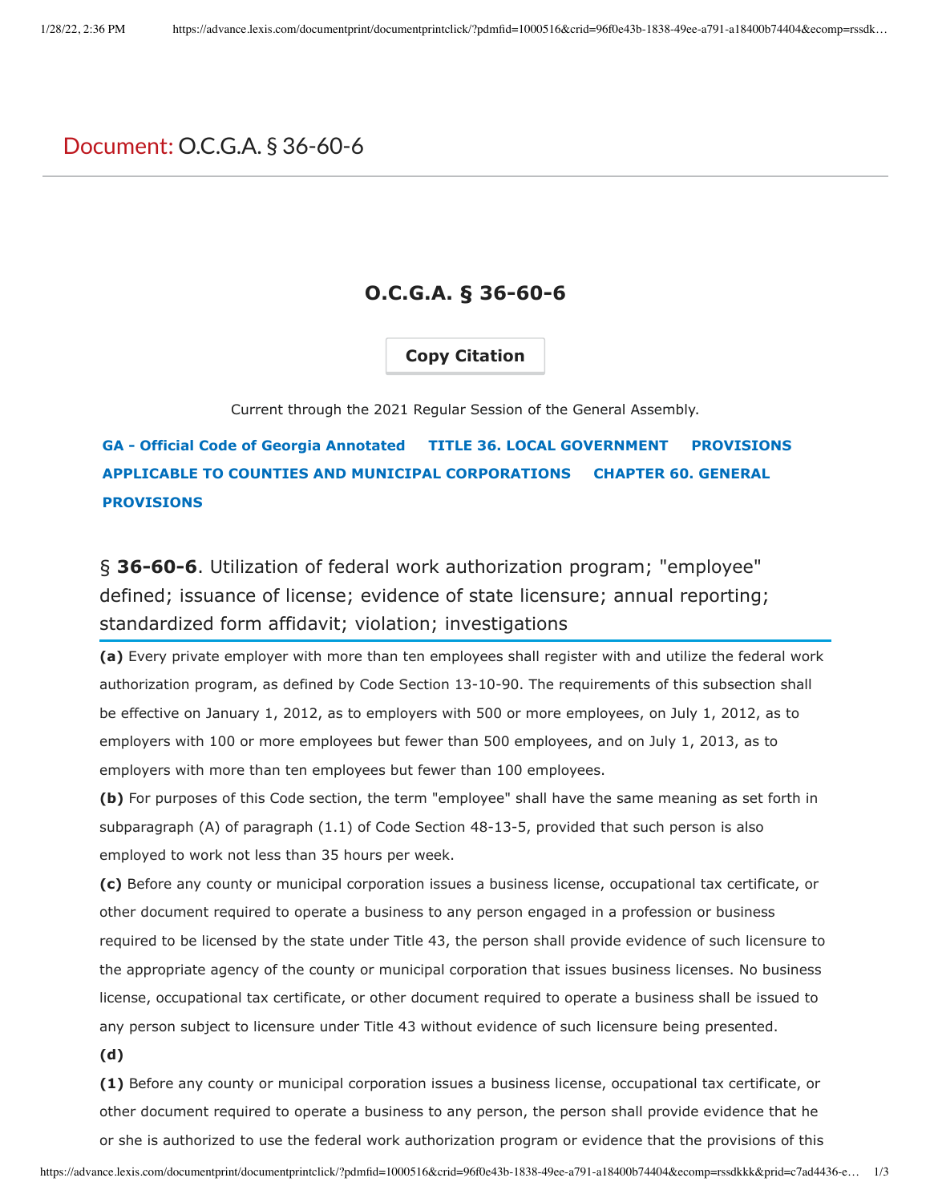# Document: O.C.G.A. § 36-60-6

## O.C.G.A. § 36-60-6

Copy Citation

Current through the 2021 Regular Session of the General Assembly.

GA - Official Code of Georgia Annotated  TITLE 36. LOCAL GOVERNMENT  PROVISIONS APPLICABLE TO COUNTIES AND MUNICIPAL CORPORATIONS  CHAPTER 60. GENERAL PROVISIONS

### § **36-60-6**. Utilization of federal work authorization program; "employee" defined; issuance of license; evidence of state licensure; annual reporting; standardized form affidavit; violation; investigations

**(a)** Every private employer with more than ten employees shall register with and utilize the federal work authorization program, as defined by Code Section 13-10-90. The requirements of this subsection shall be effective on January 1, 2012, as to employers with 500 or more employees, on July 1, 2012, as to employers with 100 or more employees but fewer than 500 employees, and on July 1, 2013, as to employers with more than ten employees but fewer than 100 employees.

**(b)** For purposes of this Code section, the term "employee" shall have the same meaning as set forth in subparagraph (A) of paragraph (1.1) of Code Section 48-13-5, provided that such person is also employed to work not less than 35 hours per week.

**(c)** Before any county or municipal corporation issues a business license, occupational tax certificate, or other document required to operate a business to any person engaged in a profession or business required to be licensed by the state under Title 43, the person shall provide evidence of such licensure to the appropriate agency of the county or municipal corporation that issues business licenses. No business license, occupational tax certificate, or other document required to operate a business shall be issued to any person subject to licensure under Title 43 without evidence of such licensure being presented.

**(d)**

**(1)** Before any county or municipal corporation issues a business license, occupational tax certificate, or other document required to operate a business to any person, the person shall provide evidence that he or she is authorized to use the federal work authorization program or evidence that the provisions of this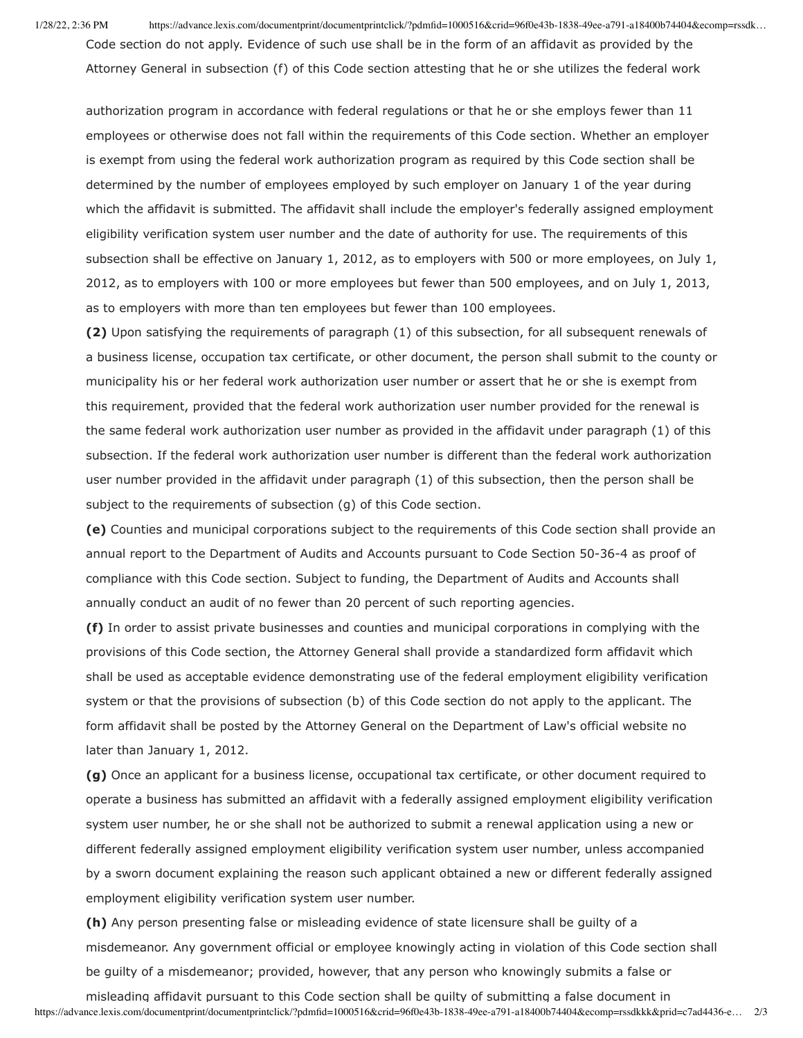Code section do not apply. Evidence of such use shall be in the form of an affidavit as provided by the Attorney General in subsection (f) of this Code section attesting that he or she utilizes the federal work authorization program in accordance with federal regulations or that he or she employs fewer than 11 employees or otherwise does not fall within the requirements of this Code section. Whether an employer is exempt from using the federal work authorization program as required by this Code section shall be determined by the number of employees employed by such employer on January 1 of the year during which the affidavit is submitted. The affidavit shall include the employer's federally assigned employment eligibility verification system user number and the date of authority for use. The requirements of this subsection shall be effective on January 1, 2012, as to employers with 500 or more employees, on July 1, 2012, as to employers with 100 or more employees but fewer than 500 employees, and on July 1, 2013, as to employers with more than ten employees but fewer than 100 employees.

**(2)** Upon satisfying the requirements of paragraph (1) of this subsection, for all subsequent renewals of a business license, occupation tax certificate, or other document, the person shall submit to the county or municipality his or her federal work authorization user number or assert that he or she is exempt from this requirement, provided that the federal work authorization user number provided for the renewal is the same federal work authorization user number as provided in the affidavit under paragraph (1) of this subsection. If the federal work authorization user number is different than the federal work authorization user number provided in the affidavit under paragraph (1) of this subsection, then the person shall be subject to the requirements of subsection (g) of this Code section.

**(e)** Counties and municipal corporations subject to the requirements of this Code section shall provide an annual report to the Department of Audits and Accounts pursuant to Code Section 50-36-4 as proof of compliance with this Code section. Subject to funding, the Department of Audits and Accounts shall annually conduct an audit of no fewer than 20 percent of such reporting agencies.

**(f)** In order to assist private businesses and counties and municipal corporations in complying with the provisions of this Code section, the Attorney General shall provide a standardized form affidavit which shall be used as acceptable evidence demonstrating use of the federal employment eligibility verification system or that the provisions of subsection (b) of this Code section do not apply to the applicant. The form affidavit shall be posted by the Attorney General on the Department of Law's official website no later than January 1, 2012.

**(g)** Once an applicant for a business license, occupational tax certificate, or other document required to operate a business has submitted an affidavit with a federally assigned employment eligibility verification system user number, he or she shall not be authorized to submit a renewal application using a new or different federally assigned employment eligibility verification system user number, unless accompanied by a sworn document explaining the reason such applicant obtained a new or different federally assigned employment eligibility verification system user number.

**(h)** Any person presenting false or misleading evidence of state licensure shall be guilty of a misdemeanor. Any government official or employee knowingly acting in violation of this Code section shall be guilty of a misdemeanor; provided, however, that any person who knowingly submits a false or misleading affidavit pursuant to this Code section shall be guilty of submitting a false document in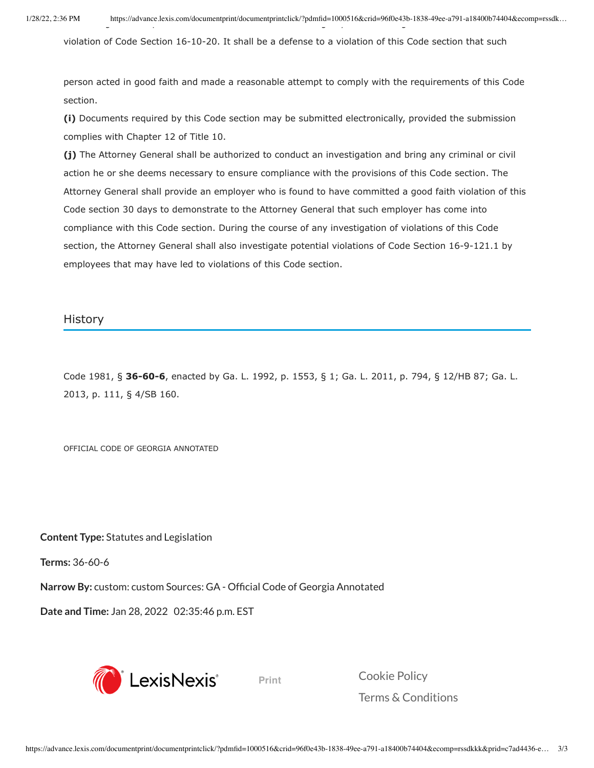violation of Code Section 16-10-20. It shall be a defense to a violation of this Code section that such

person acted in good faith and made a reasonable attempt to comply with the requirements of this Code section.

**(i)** Documents required by this Code section may be submitted electronically, provided the submission complies with Chapter 12 of Title 10.

**(j)** The Attorney General shall be authorized to conduct an investigation and bring any criminal or civil action he or she deems necessary to ensure compliance with the provisions of this Code section. The Attorney General shall provide an employer who is found to have committed a good faith violation of this Code section 30 days to demonstrate to the Attorney General that such employer has come into compliance with this Code section. During the course of any investigation of violations of this Code section, the Attorney General shall also investigate potential violations of Code Section 16-9-121.1 by employees that may have led to violations of this Code section.

## History

Code 1981, § **36-60-6**, enacted by Ga. L. 1992, p. 1553, § 1; Ga. L. 2011, p. 794, § 12/HB 87; Ga. L. 2013, p. 111, § 4/SB 160.

OFFICIAL CODE OF GEORGIA ANNOTATED

**Content Type:** Statutes and Legislation

**Terms:** 36-60-6

**Narrow By:** custom: custom Sources: GA - Official Code of Georgia Annotated

**Date and Time:** Jan 28, 2022 02:35:46 p.m. EST

LexisNexis®

Print

Cookie Policy

Terms & Conditions